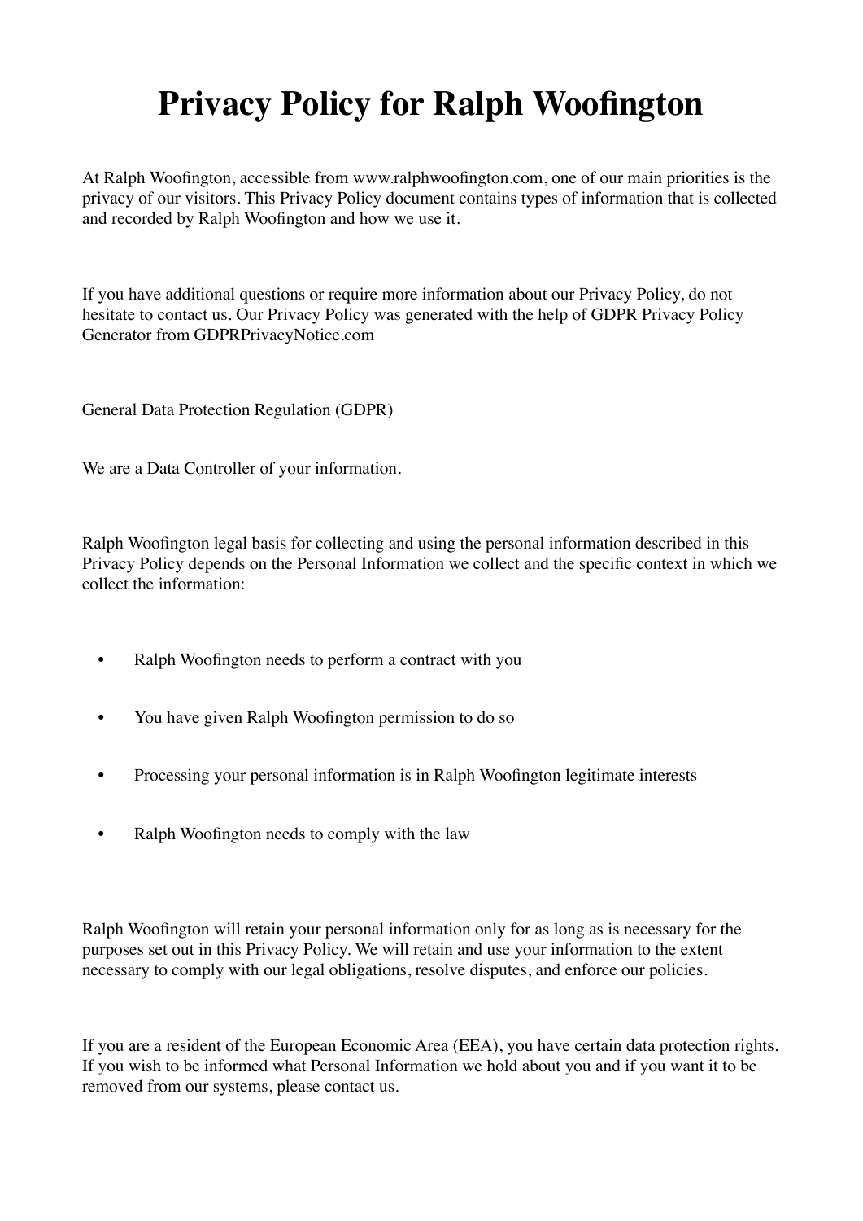# Privacy Policy for Ralph Woofington

At Ralph Woofington, accessible from www.ralphwoofington.com, one of our main priorities is the privacy of our visitors. This Privacy Policy document contains types of information that is collected and recorded by Ralph Woofington and how we use it.

If you have additional questions or require more information about our Privacy Policy, do not hesitate to contact us. Our Privacy Policy was generated with the help of GDPR Privacy Policy Generator from GDPRPrivacyNotice.com

General Data Protection Regulation (GDPR)

We are a Data Controller of your information.

Ralph Woofington legal basis for collecting and using the personal information described in this Privacy Policy depends on the Personal Information we collect and the specific context in which we collect the information:

- Ralph Woofington needs to perform a contract with you
- You have given Ralph Woofington permission to do so
- Processing your personal information is in Ralph Woofington legitimate interests
- Ralph Woofington needs to comply with the law

Ralph Woofington will retain your personal information only for as long as is necessary for the purposes set out in this Privacy Policy. We will retain and use your information to the extent necessary to comply with our legal obligations, resolve disputes, and enforce our policies.

If you are a resident of the European Economic Area (EEA), you have certain data protection rights. If you wish to be informed what Personal Information we hold about you and if you want it to be removed from our systems, please contact us.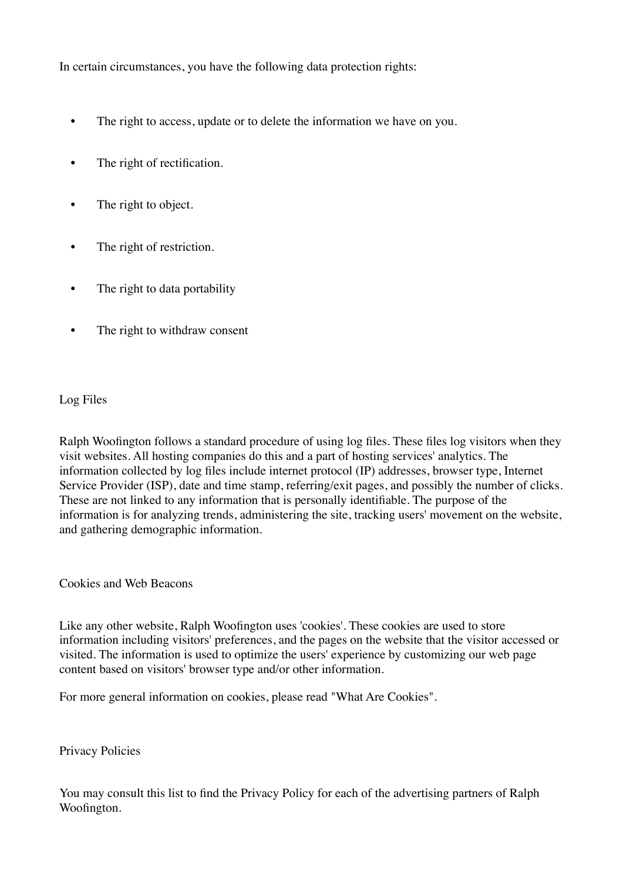In certain circumstances, you have the following data protection rights:

- The right to access, update or to delete the information we have on you.
- The right of rectification.
- The right to object.
- The right of restriction.
- The right to data portability
- The right to withdraw consent

## Log Files

Ralph Woofington follows a standard procedure of using log files. These files log visitors when they visit websites. All hosting companies do this and a part of hosting services' analytics. The information collected by log files include internet protocol (IP) addresses, browser type, Internet Service Provider (ISP), date and time stamp, referring/exit pages, and possibly the number of clicks. These are not linked to any information that is personally identifiable. The purpose of the information is for analyzing trends, administering the site, tracking users' movement on the website, and gathering demographic information.

## Cookies and Web Beacons

Like any other website, Ralph Woofington uses 'cookies'. These cookies are used to store information including visitors' preferences, and the pages on the website that the visitor accessed or visited. The information is used to optimize the users' experience by customizing our web page content based on visitors' browser type and/or other information.

For more general information on cookies, please read "What Are Cookies".

## Privacy Policies

You may consult this list to find the Privacy Policy for each of the advertising partners of Ralph Woofington.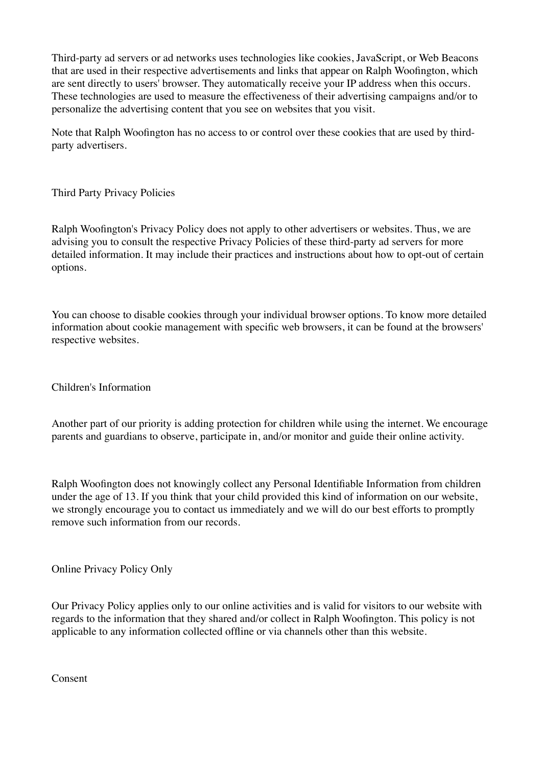Third-party ad servers or ad networks uses technologies like cookies, JavaScript, or Web Beacons that are used in their respective advertisements and links that appear on Ralph Woofington, which are sent directly to users' browser. They automatically receive your IP address when this occurs. These technologies are used to measure the effectiveness of their advertising campaigns and/or to personalize the advertising content that you see on websites that you visit.

Note that Ralph Woofington has no access to or control over these cookies that are used by third-party advertisers.

## Third Party Privacy Policies

Ralph Woofington's Privacy Policy does not apply to other advertisers or websites. Thus, we are advising you to consult the respective Privacy Policies of these third-party ad servers for more detailed information. It may include their practices and instructions about how to opt-out of certain options.

You can choose to disable cookies through your individual browser options. To know more detailed information about cookie management with specific web browsers, it can be found at the browsers' respective websites.

## Children's Information

Another part of our priority is adding protection for children while using the internet. We encourage parents and guardians to observe, participate in, and/or monitor and guide their online activity.

Ralph Woofington does not knowingly collect any Personal Identifiable Information from children under the age of 13. If you think that your child provided this kind of information on our website, we strongly encourage you to contact us immediately and we will do our best efforts to promptly remove such information from our records.

## Online Privacy Policy Only

Our Privacy Policy applies only to our online activities and is valid for visitors to our website with regards to the information that they shared and/or collect in Ralph Woofington. This policy is not applicable to any information collected offline or via channels other than this website.

## Consent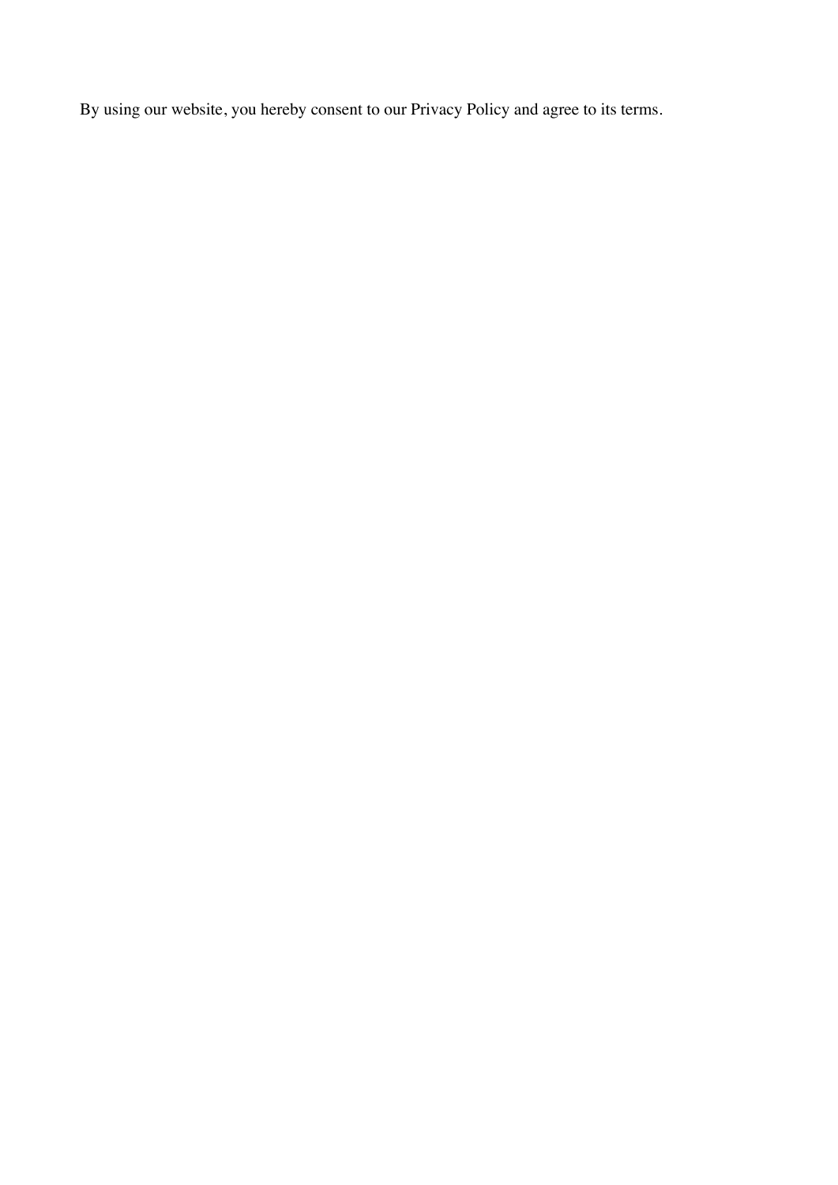By using our website, you hereby consent to our Privacy Policy and agree to its terms.